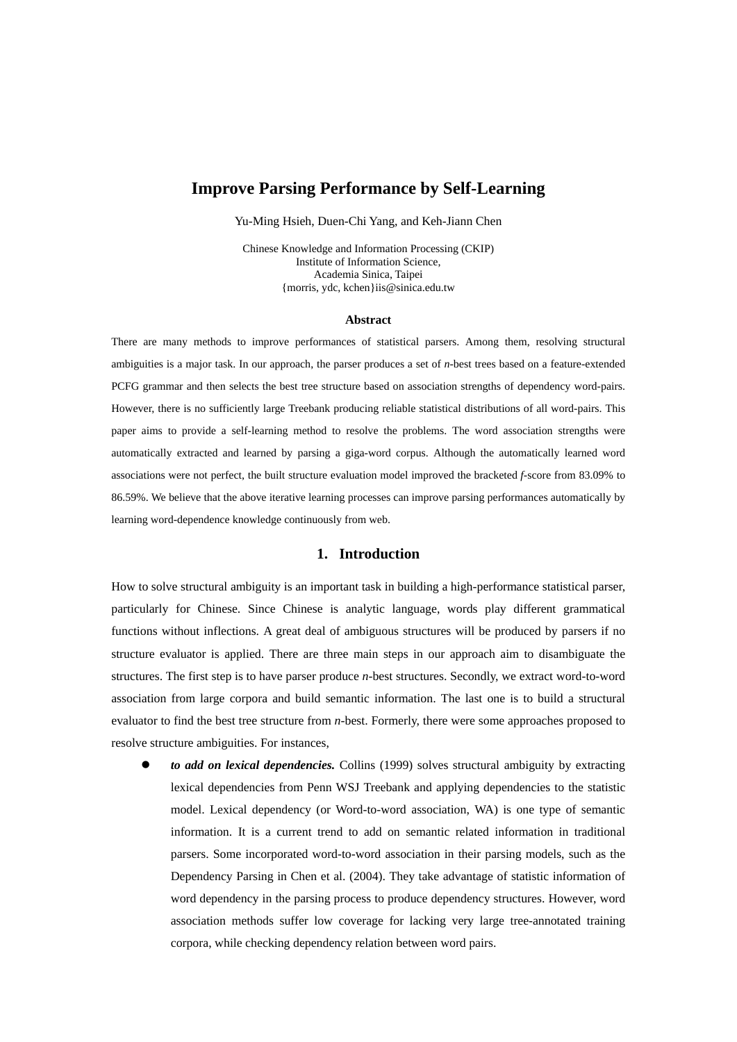# Improve Parsing Performance by Self-Learning

Yu-Ming Hsieh, Duen-Chi Yang, and Keh-Jiann Chen

Chinese Knowledge and Information Processing (CKIP)
Institute of Information Science,
Academia Sinica, Taipei
{morris, ydc, kchen}iis@sinica.edu.tw

## Abstract

There are many methods to improve performances of statistical parsers. Among them, resolving structural ambiguities is a major task. In our approach, the parser produces a set of *n*-best trees based on a feature-extended PCFG grammar and then selects the best tree structure based on association strengths of dependency word-pairs. However, there is no sufficiently large Treebank producing reliable statistical distributions of all word-pairs. This paper aims to provide a self-learning method to resolve the problems. The word association strengths were automatically extracted and learned by parsing a giga-word corpus. Although the automatically learned word associations were not perfect, the built structure evaluation model improved the bracketed *f*-score from 83.09% to 86.59%. We believe that the above iterative learning processes can improve parsing performances automatically by learning word-dependence knowledge continuously from web.

## 1. Introduction

How to solve structural ambiguity is an important task in building a high-performance statistical parser, particularly for Chinese. Since Chinese is analytic language, words play different grammatical functions without inflections. A great deal of ambiguous structures will be produced by parsers if no structure evaluator is applied. There are three main steps in our approach aim to disambiguate the structures. The first step is to have parser produce *n*-best structures. Secondly, we extract word-to-word association from large corpora and build semantic information. The last one is to build a structural evaluator to find the best tree structure from *n*-best. Formerly, there were some approaches proposed to resolve structure ambiguities. For instances,

- ***to add on lexical dependencies.*** Collins (1999) solves structural ambiguity by extracting lexical dependencies from Penn WSJ Treebank and applying dependencies to the statistic model. Lexical dependency (or Word-to-word association, WA) is one type of semantic information. It is a current trend to add on semantic related information in traditional parsers. Some incorporated word-to-word association in their parsing models, such as the Dependency Parsing in Chen et al. (2004). They take advantage of statistic information of word dependency in the parsing process to produce dependency structures. However, word association methods suffer low coverage for lacking very large tree-annotated training corpora, while checking dependency relation between word pairs.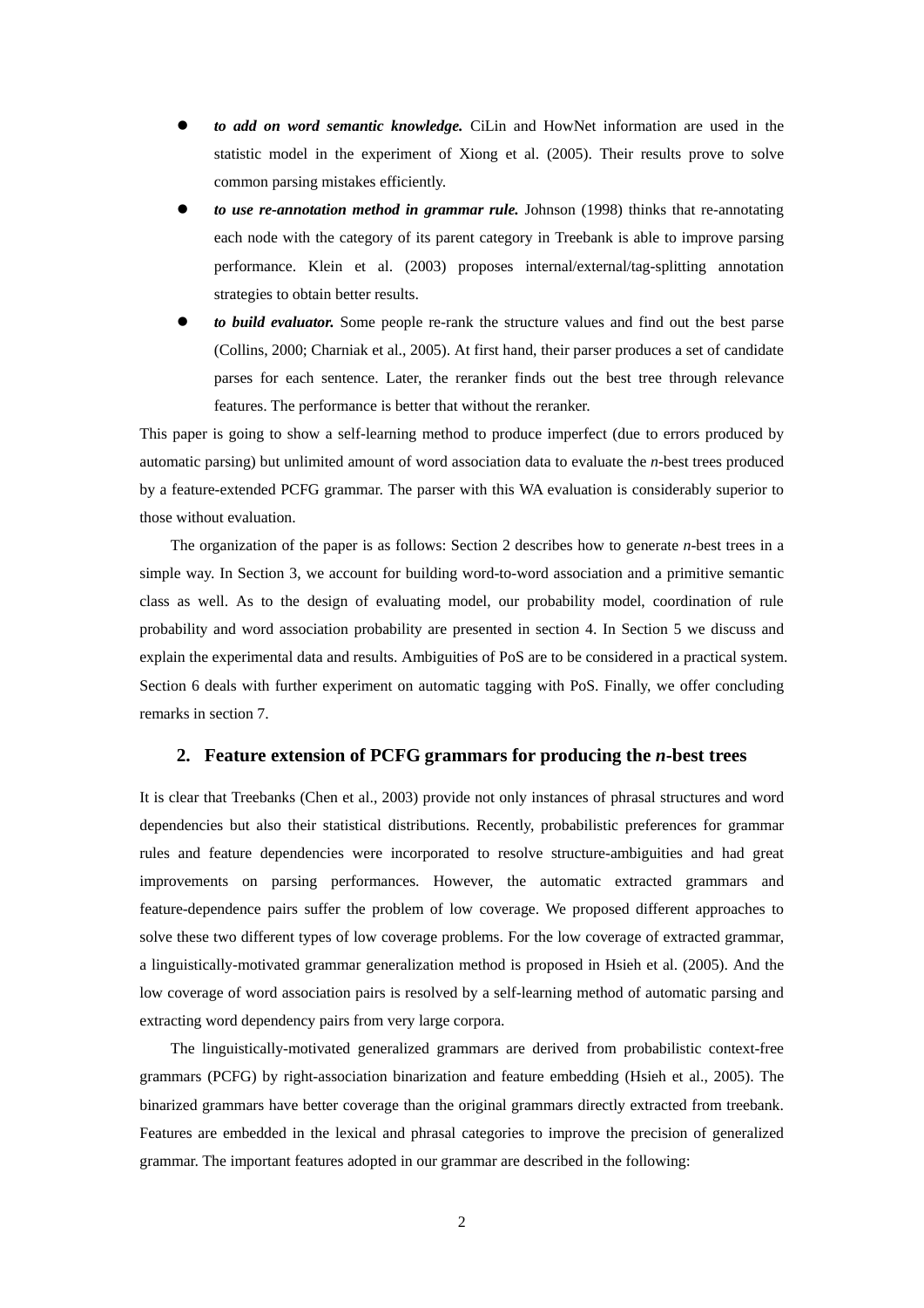- ***to add on word semantic knowledge.*** CiLin and HowNet information are used in the statistic model in the experiment of Xiong et al. (2005). Their results prove to solve common parsing mistakes efficiently.
- ***to use re-annotation method in grammar rule.*** Johnson (1998) thinks that re-annotating each node with the category of its parent category in Treebank is able to improve parsing performance. Klein et al. (2003) proposes internal/external/tag-splitting annotation strategies to obtain better results.
- ***to build evaluator.*** Some people re-rank the structure values and find out the best parse (Collins, 2000; Charniak et al., 2005). At first hand, their parser produces a set of candidate parses for each sentence. Later, the reranker finds out the best tree through relevance features. The performance is better that without the reranker.

This paper is going to show a self-learning method to produce imperfect (due to errors produced by automatic parsing) but unlimited amount of word association data to evaluate the *n*-best trees produced by a feature-extended PCFG grammar. The parser with this WA evaluation is considerably superior to those without evaluation.

The organization of the paper is as follows: Section 2 describes how to generate *n*-best trees in a simple way. In Section 3, we account for building word-to-word association and a primitive semantic class as well. As to the design of evaluating model, our probability model, coordination of rule probability and word association probability are presented in section 4. In Section 5 we discuss and explain the experimental data and results. Ambiguities of PoS are to be considered in a practical system. Section 6 deals with further experiment on automatic tagging with PoS. Finally, we offer concluding remarks in section 7.

## 2. Feature extension of PCFG grammars for producing the *n*-best trees

It is clear that Treebanks (Chen et al., 2003) provide not only instances of phrasal structures and word dependencies but also their statistical distributions. Recently, probabilistic preferences for grammar rules and feature dependencies were incorporated to resolve structure-ambiguities and had great improvements on parsing performances. However, the automatic extracted grammars and feature-dependence pairs suffer the problem of low coverage. We proposed different approaches to solve these two different types of low coverage problems. For the low coverage of extracted grammar, a linguistically-motivated grammar generalization method is proposed in Hsieh et al. (2005). And the low coverage of word association pairs is resolved by a self-learning method of automatic parsing and extracting word dependency pairs from very large corpora.

The linguistically-motivated generalized grammars are derived from probabilistic context-free grammars (PCFG) by right-association binarization and feature embedding (Hsieh et al., 2005). The binarized grammars have better coverage than the original grammars directly extracted from treebank. Features are embedded in the lexical and phrasal categories to improve the precision of generalized grammar. The important features adopted in our grammar are described in the following: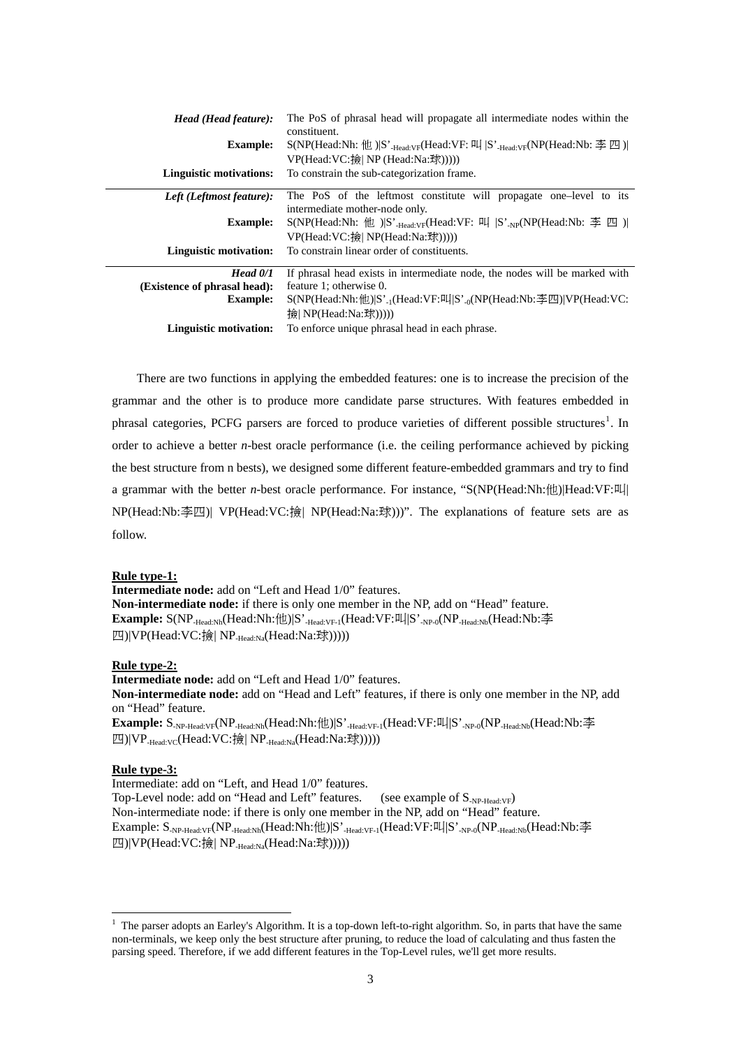| | |
|---|---|
| ***Head (Head feature):*** | The PoS of phrasal head will propagate all intermediate nodes within the constituent. |
| **Example:** | S(NP(Head:Nh: 他 )\|S'$_{\text{-Head:VF}}$(Head:VF: 叫 \|S'$_{\text{-Head:VF}}$(NP(Head:Nb: 李 四 )\| VP(Head:VC:撿\| NP (Head:Na:球))))) |
| **Linguistic motivations:** | To constrain the sub-categorization frame. |
| ***Left (Leftmost feature):*** | The PoS of the leftmost constitute will propagate one–level to its intermediate mother-node only. |
| **Example:** | S(NP(Head:Nh: 他 )\|S'$_{\text{-Head:VF}}$(Head:VF: 叫 \|S'$_{\text{-NP}}$(NP(Head:Nb: 李 四 )\| VP(Head:VC:撿\| NP(Head:Na:球))))) |
| **Linguistic motivation:** | To constrain linear order of constituents. |
| ***Head 0/1*** **(Existence of phrasal head):** | If phrasal head exists in intermediate node, the nodes will be marked with feature 1; otherwise 0. |
| **Example:** | S(NP(Head:Nh:他)\|S'$_{\text{-1}}$(Head:VF:叫\|S'$_{\text{-0}}$(NP(Head:Nb:李四)\|VP(Head:VC:撿\| NP(Head:Na:球))))) |
| **Linguistic motivation:** | To enforce unique phrasal head in each phrase. |

There are two functions in applying the embedded features: one is to increase the precision of the grammar and the other is to produce more candidate parse structures. With features embedded in phrasal categories, PCFG parsers are forced to produce varieties of different possible structures[1]. In order to achieve a better *n*-best oracle performance (i.e. the ceiling performance achieved by picking the best structure from n bests), we designed some different feature-embedded grammars and try to find a grammar with the better *n*-best oracle performance. For instance, "S(NP(Head:Nh:他)|Head:VF:叫| NP(Head:Nb:李四)| VP(Head:VC:撿| NP(Head:Na:球)))". The explanations of feature sets are as follow.

**Rule type-1:**
**Intermediate node:** add on "Left and Head 1/0" features.
**Non-intermediate node:** if there is only one member in the NP, add on "Head" feature.
**Example:** S(NP$_{\text{-Head:Nh}}$(Head:Nh:他)|S'$_{\text{-Head:VF-1}}$(Head:VF:叫|S'$_{\text{-NP-0}}$(NP$_{\text{-Head:Nb}}$(Head:Nb:李四)|VP(Head:VC:撿| NP$_{\text{-Head:Na}}$(Head:Na:球)))))

**Rule type-2:**
**Intermediate node:** add on "Left and Head 1/0" features.
**Non-intermediate node:** add on "Head and Left" features, if there is only one member in the NP, add on "Head" feature.
**Example:** S$_{\text{-NP-Head:VF}}$(NP$_{\text{-Head:Nh}}$(Head:Nh:他)|S'$_{\text{-Head:VF-1}}$(Head:VF:叫|S'$_{\text{-NP-0}}$(NP$_{\text{-Head:Nb}}$(Head:Nb:李四)|VP$_{\text{-Head:VC}}$(Head:VC:撿| NP$_{\text{-Head:Na}}$(Head:Na:球)))))

**Rule type-3:**
Intermediate: add on "Left, and Head 1/0" features.
Top-Level node: add on "Head and Left" features. (see example of S$_{\text{-NP-Head:VF}}$)
Non-intermediate node: if there is only one member in the NP, add on "Head" feature.
Example: S$_{\text{-NP-Head:VF}}$(NP$_{\text{-Head:Nh}}$(Head:Nh:他)|S'$_{\text{-Head:VF-1}}$(Head:VF:叫|S'$_{\text{-NP-0}}$(NP$_{\text{-Head:Nb}}$(Head:Nb:李四)|VP(Head:VC:撿| NP$_{\text{-Head:Na}}$(Head:Na:球)))))

[1] The parser adopts an Earley's Algorithm. It is a top-down left-to-right algorithm. So, in parts that have the same non-terminals, we keep only the best structure after pruning, to reduce the load of calculating and thus fasten the parsing speed. Therefore, if we add different features in the Top-Level rules, we'll get more results.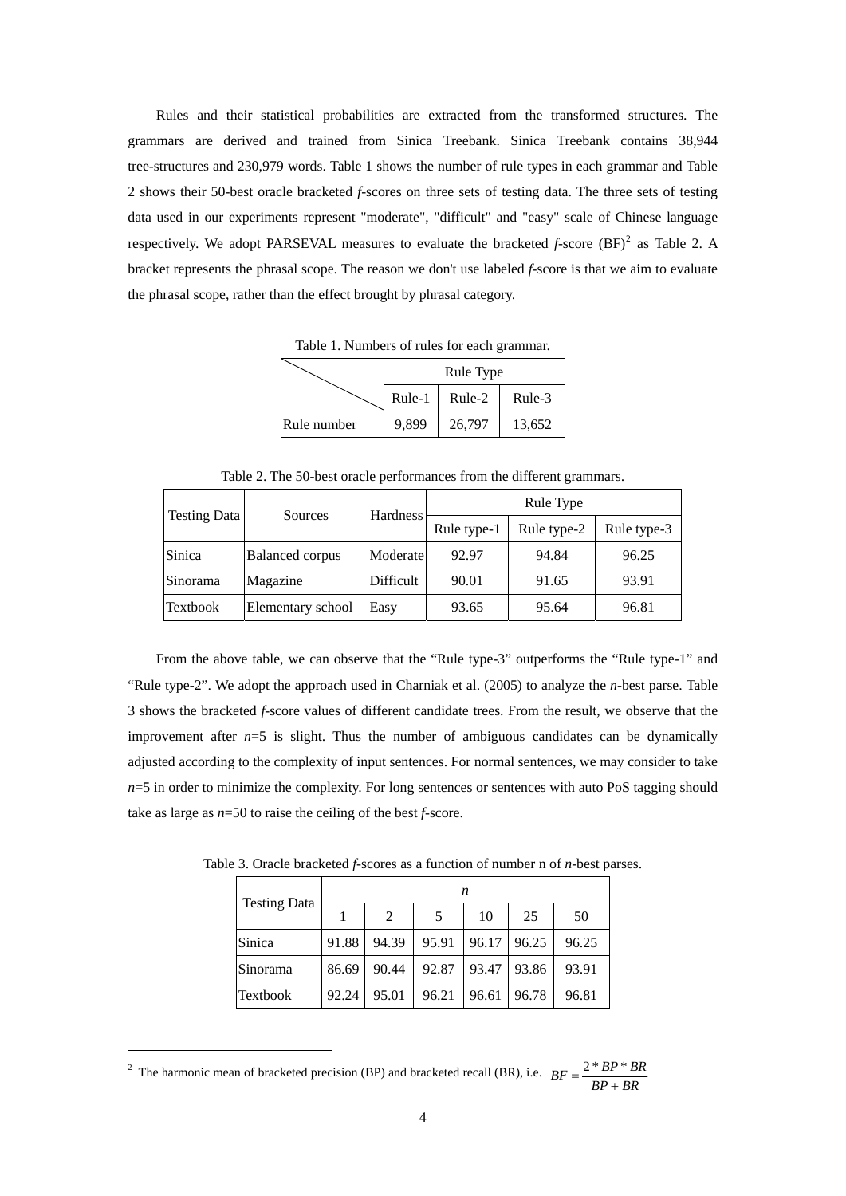Rules and their statistical probabilities are extracted from the transformed structures. The grammars are derived and trained from Sinica Treebank. Sinica Treebank contains 38,944 tree-structures and 230,979 words. Table 1 shows the number of rule types in each grammar and Table 2 shows their 50-best oracle bracketed *f*-scores on three sets of testing data. The three sets of testing data used in our experiments represent "moderate", "difficult" and "easy" scale of Chinese language respectively. We adopt PARSEVAL measures to evaluate the bracketed *f*-score (BF)[2] as Table 2. A bracket represents the phrasal scope. The reason we don't use labeled *f*-score is that we aim to evaluate the phrasal scope, rather than the effect brought by phrasal category.

Table 1. Numbers of rules for each grammar.

| | Rule Type | | |
|---|---|---|---|
| | Rule-1 | Rule-2 | Rule-3 |
| Rule number | 9,899 | 26,797 | 13,652 |

Table 2. The 50-best oracle performances from the different grammars.

| Testing Data | Sources | Hardness | Rule Type | | |
|---|---|---|---|---|---|
| | | | Rule type-1 | Rule type-2 | Rule type-3 |
| Sinica | Balanced corpus | Moderate | 92.97 | 94.84 | 96.25 |
| Sinorama | Magazine | Difficult | 90.01 | 91.65 | 93.91 |
| Textbook | Elementary school | Easy | 93.65 | 95.64 | 96.81 |

From the above table, we can observe that the "Rule type-3" outperforms the "Rule type-1" and "Rule type-2". We adopt the approach used in Charniak et al. (2005) to analyze the *n*-best parse. Table 3 shows the bracketed *f*-score values of different candidate trees. From the result, we observe that the improvement after *n*=5 is slight. Thus the number of ambiguous candidates can be dynamically adjusted according to the complexity of input sentences. For normal sentences, we may consider to take *n*=5 in order to minimize the complexity. For long sentences or sentences with auto PoS tagging should take as large as *n*=50 to raise the ceiling of the best *f*-score.

Table 3. Oracle bracketed *f*-scores as a function of number n of *n*-best parses.

| Testing Data | *n* | | | | | |
|---|---|---|---|---|---|---|
| | 1 | 2 | 5 | 10 | 25 | 50 |
| Sinica | 91.88 | 94.39 | 95.91 | 96.17 | 96.25 | 96.25 |
| Sinorama | 86.69 | 90.44 | 92.87 | 93.47 | 93.86 | 93.91 |
| Textbook | 92.24 | 95.01 | 96.21 | 96.61 | 96.78 | 96.81 |

[2] The harmonic mean of bracketed precision (BP) and bracketed recall (BR), i.e. $BF = \frac{2 * BP * BR}{BP + BR}$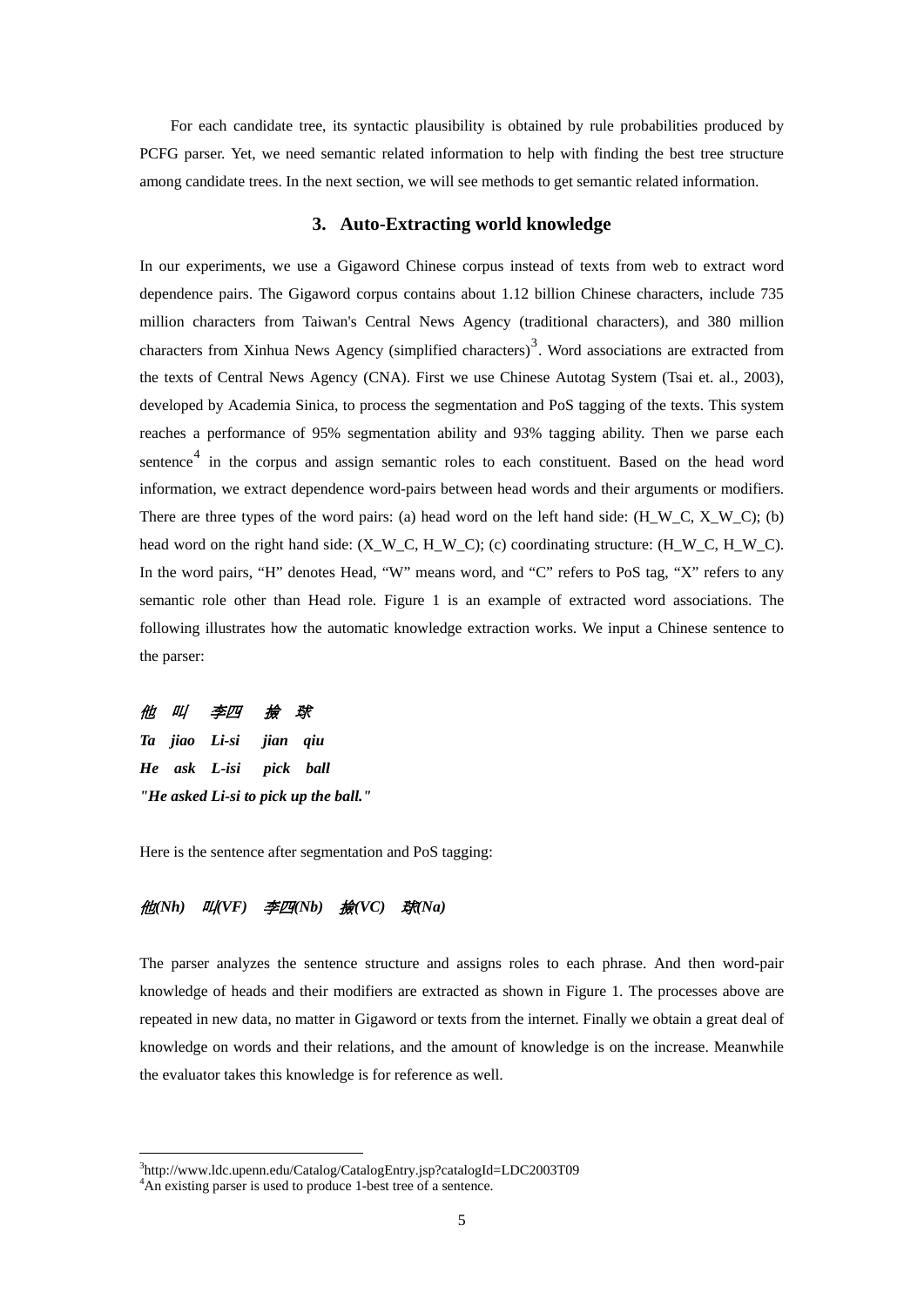For each candidate tree, its syntactic plausibility is obtained by rule probabilities produced by PCFG parser. Yet, we need semantic related information to help with finding the best tree structure among candidate trees. In the next section, we will see methods to get semantic related information.

## 3. Auto-Extracting world knowledge

In our experiments, we use a Gigaword Chinese corpus instead of texts from web to extract word dependence pairs. The Gigaword corpus contains about 1.12 billion Chinese characters, include 735 million characters from Taiwan's Central News Agency (traditional characters), and 380 million characters from Xinhua News Agency (simplified characters)[3]. Word associations are extracted from the texts of Central News Agency (CNA). First we use Chinese Autotag System (Tsai et. al., 2003), developed by Academia Sinica, to process the segmentation and PoS tagging of the texts. This system reaches a performance of 95% segmentation ability and 93% tagging ability. Then we parse each sentence[4] in the corpus and assign semantic roles to each constituent. Based on the head word information, we extract dependence word-pairs between head words and their arguments or modifiers. There are three types of the word pairs: (a) head word on the left hand side: (H_W_C, X_W_C); (b) head word on the right hand side: (X_W_C, H_W_C); (c) coordinating structure: (H_W_C, H_W_C). In the word pairs, "H" denotes Head, "W" means word, and "C" refers to PoS tag, "X" refers to any semantic role other than Head role. Figure 1 is an example of extracted word associations. The following illustrates how the automatic knowledge extraction works. We input a Chinese sentence to the parser:

***他 叫 李四 撿 球***
***Ta jiao Li-si jian qiu***
***He ask L-isi pick ball***
***"He asked Li-si to pick up the ball."***

Here is the sentence after segmentation and PoS tagging:

***他(Nh) 叫(VF) 李四(Nb) 撿(VC) 球(Na)***

The parser analyzes the sentence structure and assigns roles to each phrase. And then word-pair knowledge of heads and their modifiers are extracted as shown in Figure 1. The processes above are repeated in new data, no matter in Gigaword or texts from the internet. Finally we obtain a great deal of knowledge on words and their relations, and the amount of knowledge is on the increase. Meanwhile the evaluator takes this knowledge is for reference as well.

---

[3]http://www.ldc.upenn.edu/Catalog/CatalogEntry.jsp?catalogId=LDC2003T09
[4]An existing parser is used to produce 1-best tree of a sentence.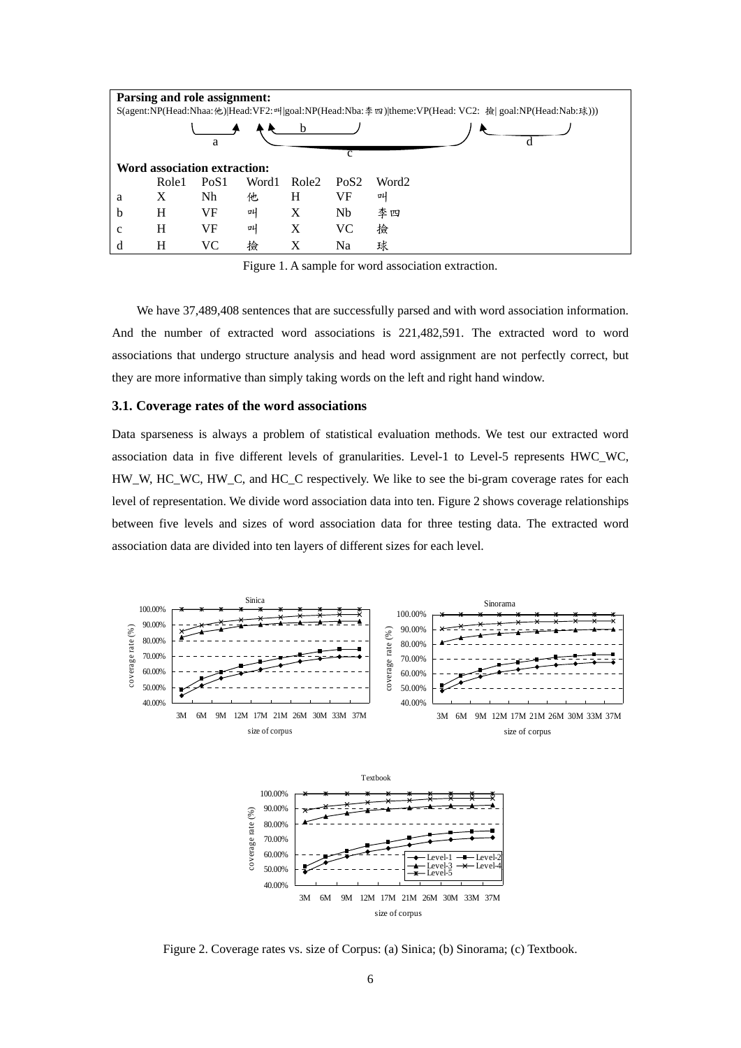**Parsing and role assignment:**

S(agent:NP(Head:Nhaa:他)|Head:VF2:叫|goal:NP(Head:Nba:李四)|theme:VP(Head: VC2: 撿| goal:NP(Head:Nab:球)))

**Word association extraction:**

| | Role1 | PoS1 | Word1 | Role2 | PoS2 | Word2 |
|---|---|---|---|---|---|---|
| a | X | Nh | 他 | H | VF | 叫 |
| b | H | VF | 叫 | X | Nb | 李四 |
| c | H | VF | 叫 | X | VC | 撿 |
| d | H | VC | 撿 | X | Na | 球 |

Figure 1. A sample for word association extraction.

We have 37,489,408 sentences that are successfully parsed and with word association information. And the number of extracted word associations is 221,482,591. The extracted word to word associations that undergo structure analysis and head word assignment are not perfectly correct, but they are more informative than simply taking words on the left and right hand window.

### 3.1. Coverage rates of the word associations

Data sparseness is always a problem of statistical evaluation methods. We test our extracted word association data in five different levels of granularities. Level-1 to Level-5 represents HWC_WC, HW_W, HC_WC, HW_C, and HC_C respectively. We like to see the bi-gram coverage rates for each level of representation. We divide word association data into ten. Figure 2 shows coverage relationships between five levels and sizes of word association data for three testing data. The extracted word association data are divided into ten layers of different sizes for each level.

Figure 2. Coverage rates vs. size of Corpus: (a) Sinica; (b) Sinorama; (c) Textbook.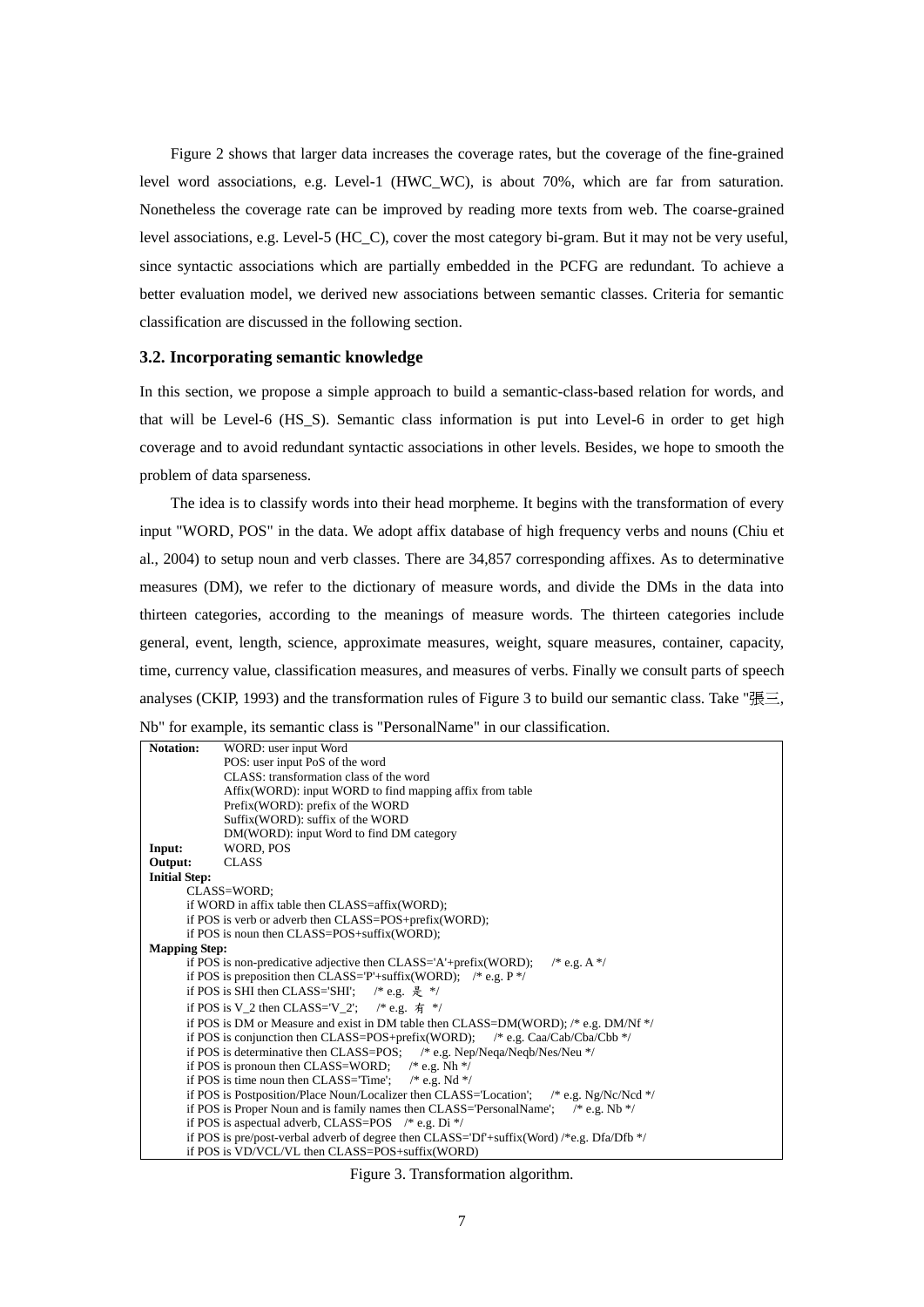Figure 2 shows that larger data increases the coverage rates, but the coverage of the fine-grained level word associations, e.g. Level-1 (HWC_WC), is about 70%, which are far from saturation. Nonetheless the coverage rate can be improved by reading more texts from web. The coarse-grained level associations, e.g. Level-5 (HC_C), cover the most category bi-gram. But it may not be very useful, since syntactic associations which are partially embedded in the PCFG are redundant. To achieve a better evaluation model, we derived new associations between semantic classes. Criteria for semantic classification are discussed in the following section.

### 3.2. Incorporating semantic knowledge

In this section, we propose a simple approach to build a semantic-class-based relation for words, and that will be Level-6 (HS_S). Semantic class information is put into Level-6 in order to get high coverage and to avoid redundant syntactic associations in other levels. Besides, we hope to smooth the problem of data sparseness.

The idea is to classify words into their head morpheme. It begins with the transformation of every input "WORD, POS" in the data. We adopt affix database of high frequency verbs and nouns (Chiu et al., 2004) to setup noun and verb classes. There are 34,857 corresponding affixes. As to determinative measures (DM), we refer to the dictionary of measure words, and divide the DMs in the data into thirteen categories, according to the meanings of measure words. The thirteen categories include general, event, length, science, approximate measures, weight, square measures, container, capacity, time, currency value, classification measures, and measures of verbs. Finally we consult parts of speech analyses (CKIP, 1993) and the transformation rules of Figure 3 to build our semantic class. Take "張三, Nb" for example, its semantic class is "PersonalName" in our classification.

```
Notation:    WORD: user input Word
             POS: user input PoS of the word
             CLASS: transformation class of the word
             Affix(WORD): input WORD to find mapping affix from table
             Prefix(WORD): prefix of the WORD
             Suffix(WORD): suffix of the WORD
             DM(WORD): input Word to find DM category
Input:       WORD, POS
Output:      CLASS
Initial Step:
    CLASS=WORD;
    if WORD in affix table then CLASS=affix(WORD);
    if POS is verb or adverb then CLASS=POS+prefix(WORD);
    if POS is noun then CLASS=POS+suffix(WORD);
Mapping Step:
    if POS is non-predicative adjective then CLASS='A'+prefix(WORD);    /* e.g. A */
    if POS is preposition then CLASS='P'+suffix(WORD);    /* e.g. P */
    if POS is SHI then CLASS='SHI';    /* e.g. 是 */
    if POS is V_2 then CLASS='V_2';    /* e.g. 有 */
    if POS is DM or Measure and exist in DM table then CLASS=DM(WORD); /* e.g. DM/Nf */
    if POS is conjunction then CLASS=POS+prefix(WORD);    /* e.g. Caa/Cab/Cba/Cbb */
    if POS is determinative then CLASS=POS;    /* e.g. Nep/Neqa/Neqb/Nes/Neu */
    if POS is pronoun then CLASS=WORD;    /* e.g. Nh */
    if POS is time noun then CLASS='Time';    /* e.g. Nd */
    if POS is Postposition/Place Noun/Localizer then CLASS='Location';    /* e.g. Ng/Nc/Ncd */
    if POS is Proper Noun and is family names then CLASS='PersonalName';    /* e.g. Nb */
    if POS is aspectual adverb, CLASS=POS    /* e.g. Di */
    if POS is pre/post-verbal adverb of degree then CLASS='Df'+suffix(Word) /*e.g. Dfa/Dfb */
    if POS is VD/VCL/VL then CLASS=POS+suffix(WORD)
```

Figure 3. Transformation algorithm.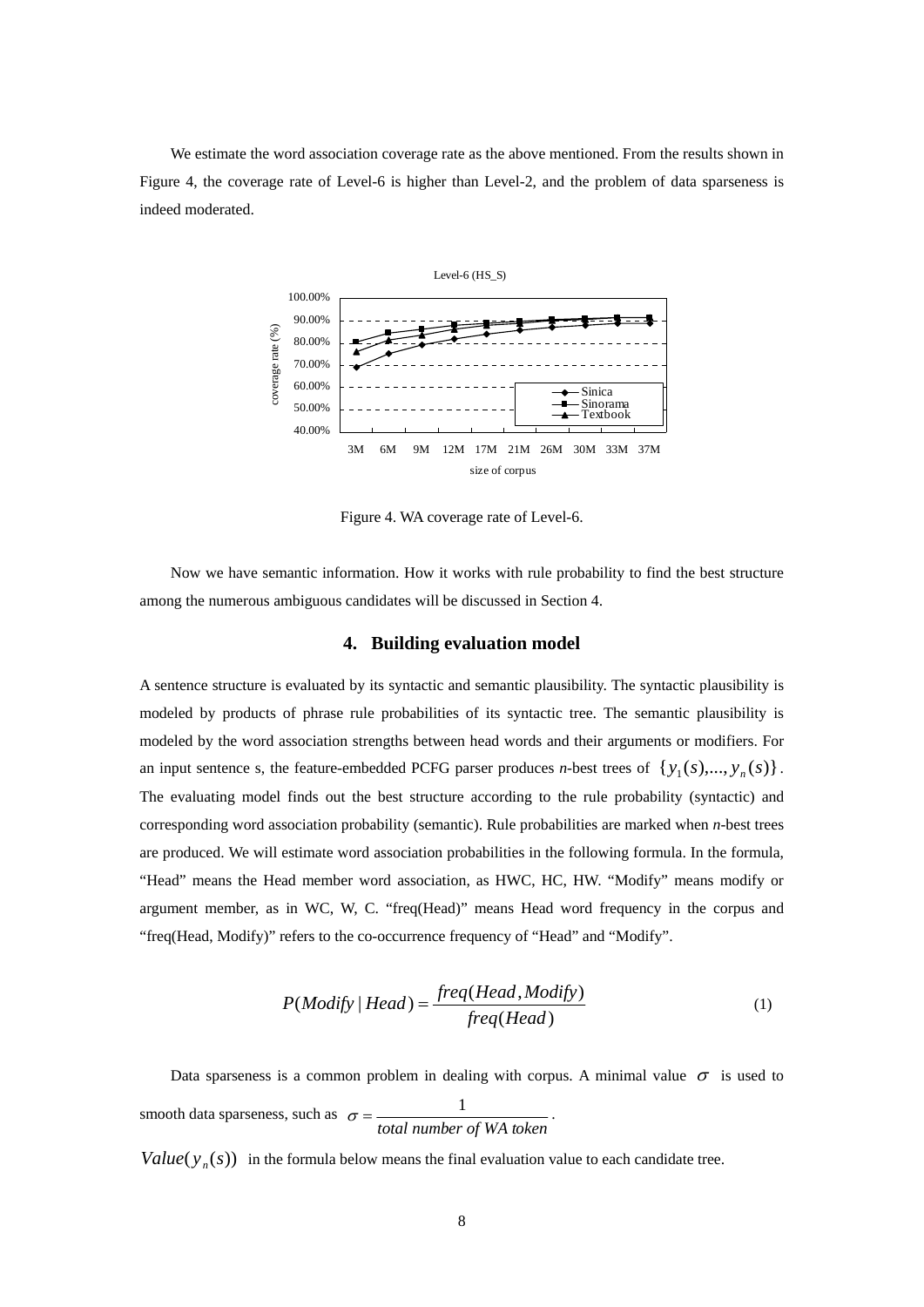We estimate the word association coverage rate as the above mentioned. From the results shown in Figure 4, the coverage rate of Level-6 is higher than Level-2, and the problem of data sparseness is indeed moderated.

Figure 4. WA coverage rate of Level-6.

Now we have semantic information. How it works with rule probability to find the best structure among the numerous ambiguous candidates will be discussed in Section 4.

## 4. Building evaluation model

A sentence structure is evaluated by its syntactic and semantic plausibility. The syntactic plausibility is modeled by products of phrase rule probabilities of its syntactic tree. The semantic plausibility is modeled by the word association strengths between head words and their arguments or modifiers. For an input sentence s, the feature-embedded PCFG parser produces *n*-best trees of $\{y_1(s),...,y_n(s)\}$. The evaluating model finds out the best structure according to the rule probability (syntactic) and corresponding word association probability (semantic). Rule probabilities are marked when *n*-best trees are produced. We will estimate word association probabilities in the following formula. In the formula, "Head" means the Head member word association, as HWC, HC, HW. "Modify" means modify or argument member, as in WC, W, C. "freq(Head)" means Head word frequency in the corpus and "freq(Head, Modify)" refers to the co-occurrence frequency of "Head" and "Modify".

$$P(Modify \mid Head) = \frac{freq(Head, Modify)}{freq(Head)} \tag{1}$$

Data sparseness is a common problem in dealing with corpus. A minimal value $\sigma$ is used to smooth data sparseness, such as $\sigma = \frac{1}{total\ number\ of\ WA\ token}$.

$Value(y_n(s))$ in the formula below means the final evaluation value to each candidate tree.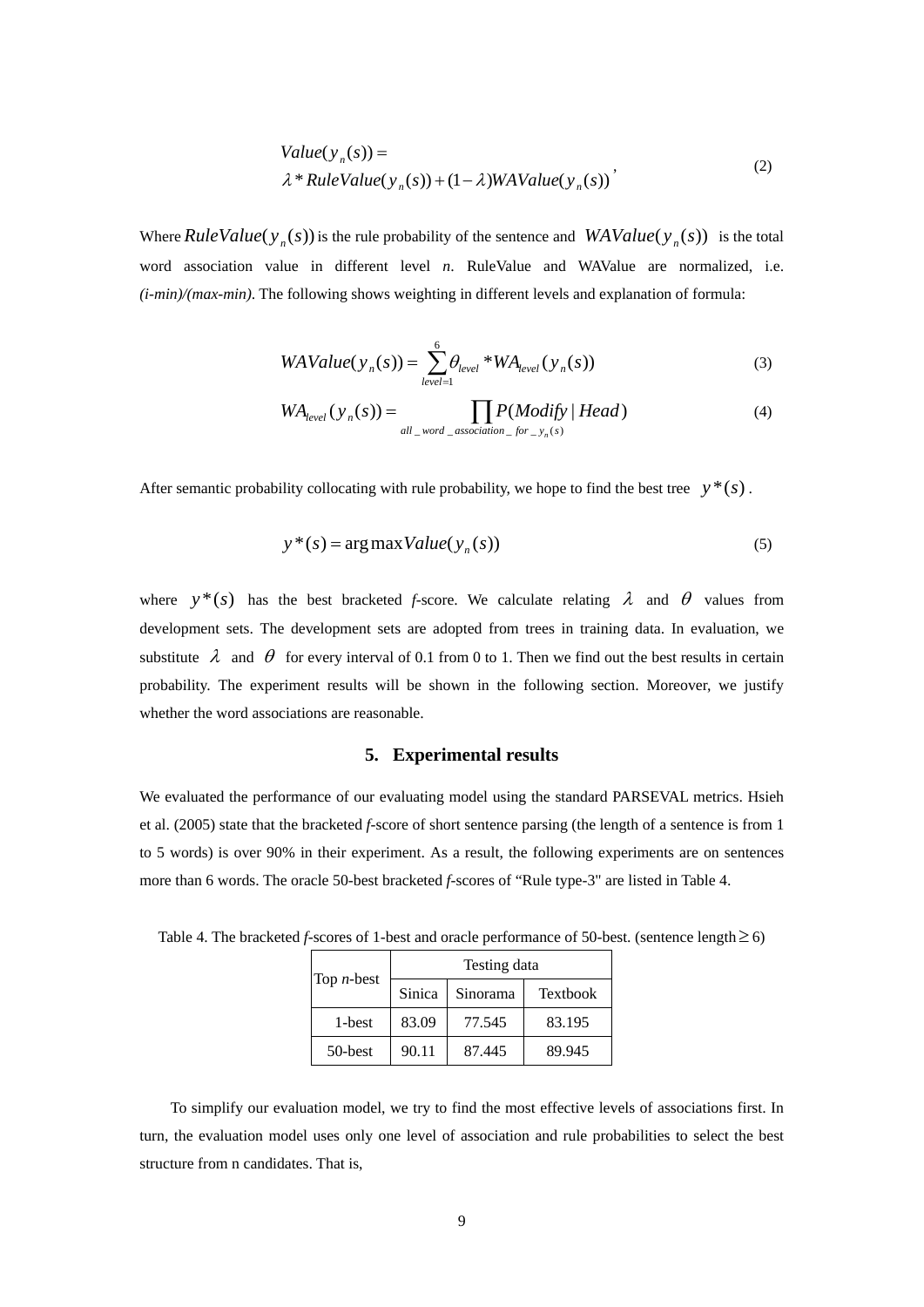$$
\begin{aligned}
&Value(y_n(s)) = \\
&\lambda * RuleValue(y_n(s)) + (1-\lambda)WAValue(y_n(s))
\end{aligned}, \tag{2}
$$

Where $RuleValue(y_n(s))$ is the rule probability of the sentence and $WAValue(y_n(s))$ is the total word association value in different level *n*. RuleValue and WAValue are normalized, i.e. *(i-min)/(max-min)*. The following shows weighting in different levels and explanation of formula:

$$
WAValue(y_n(s)) = \sum_{level=1}^{6} \theta_{level} * WA_{level}(y_n(s)) \tag{3}
$$

$$
WA_{level}(y_n(s)) = \prod_{all\_word\_association\_for\_y_n(s)} P(Modify \mid Head) \tag{4}
$$

After semantic probability collocating with rule probability, we hope to find the best tree $y^*(s)$.

$$
y^*(s) = \arg\max Value(y_n(s)) \tag{5}
$$

where $y^*(s)$ has the best bracketed *f*-score. We calculate relating $\lambda$ and $\theta$ values from development sets. The development sets are adopted from trees in training data. In evaluation, we substitute $\lambda$ and $\theta$ for every interval of 0.1 from 0 to 1. Then we find out the best results in certain probability. The experiment results will be shown in the following section. Moreover, we justify whether the word associations are reasonable.

## 5. Experimental results

We evaluated the performance of our evaluating model using the standard PARSEVAL metrics. Hsieh et al. (2005) state that the bracketed *f*-score of short sentence parsing (the length of a sentence is from 1 to 5 words) is over 90% in their experiment. As a result, the following experiments are on sentences more than 6 words. The oracle 50-best bracketed *f*-scores of "Rule type-3" are listed in Table 4.

Table 4. The bracketed *f*-scores of 1-best and oracle performance of 50-best. (sentence length ≥ 6)

| Top *n*-best | Testing data | | |
|---|---|---|---|
| | Sinica | Sinorama | Textbook |
| 1-best | 83.09 | 77.545 | 83.195 |
| 50-best | 90.11 | 87.445 | 89.945 |

To simplify our evaluation model, we try to find the most effective levels of associations first. In turn, the evaluation model uses only one level of association and rule probabilities to select the best structure from n candidates. That is,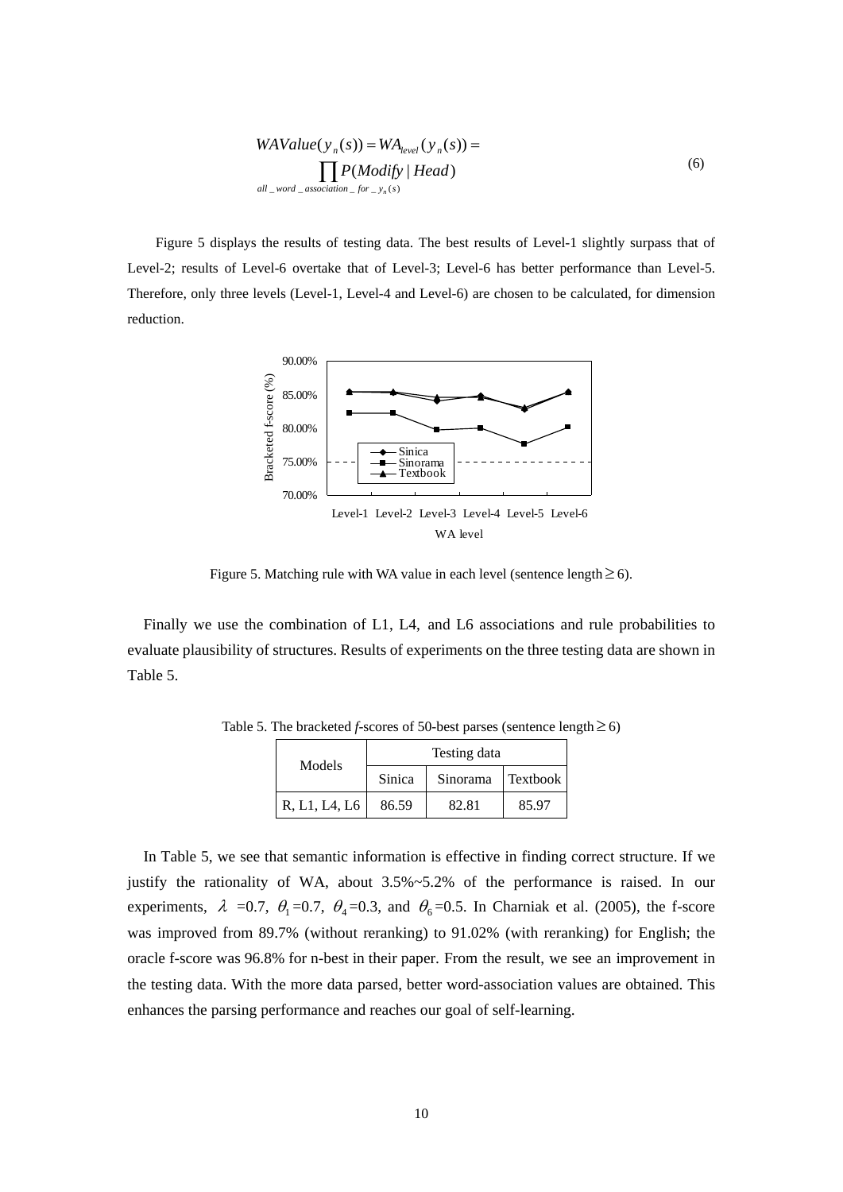$$WAValue(y_n(s)) = WA_{level}(y_n(s)) = \prod_{all\_word\_association\_for\_y_n(s)} P(Modify \mid Head) \tag{6}$$

Figure 5 displays the results of testing data. The best results of Level-1 slightly surpass that of Level-2; results of Level-6 overtake that of Level-3; Level-6 has better performance than Level-5. Therefore, only three levels (Level-1, Level-4 and Level-6) are chosen to be calculated, for dimension reduction.

Figure 5. Matching rule with WA value in each level (sentence length ≥ 6).

Finally we use the combination of L1, L4, and L6 associations and rule probabilities to evaluate plausibility of structures. Results of experiments on the three testing data are shown in Table 5.

Table 5. The bracketed *f*-scores of 50-best parses (sentence length ≥ 6)

| Models | Testing data | | |
|---|---|---|---|
| | Sinica | Sinorama | Textbook |
| R, L1, L4, L6 | 86.59 | 82.81 | 85.97 |

In Table 5, we see that semantic information is effective in finding correct structure. If we justify the rationality of WA, about 3.5%~5.2% of the performance is raised. In our experiments, $\lambda$ =0.7, $\theta_1$=0.7, $\theta_4$=0.3, and $\theta_6$=0.5. In Charniak et al. (2005), the f-score was improved from 89.7% (without reranking) to 91.02% (with reranking) for English; the oracle f-score was 96.8% for n-best in their paper. From the result, we see an improvement in the testing data. With the more data parsed, better word-association values are obtained. This enhances the parsing performance and reaches our goal of self-learning.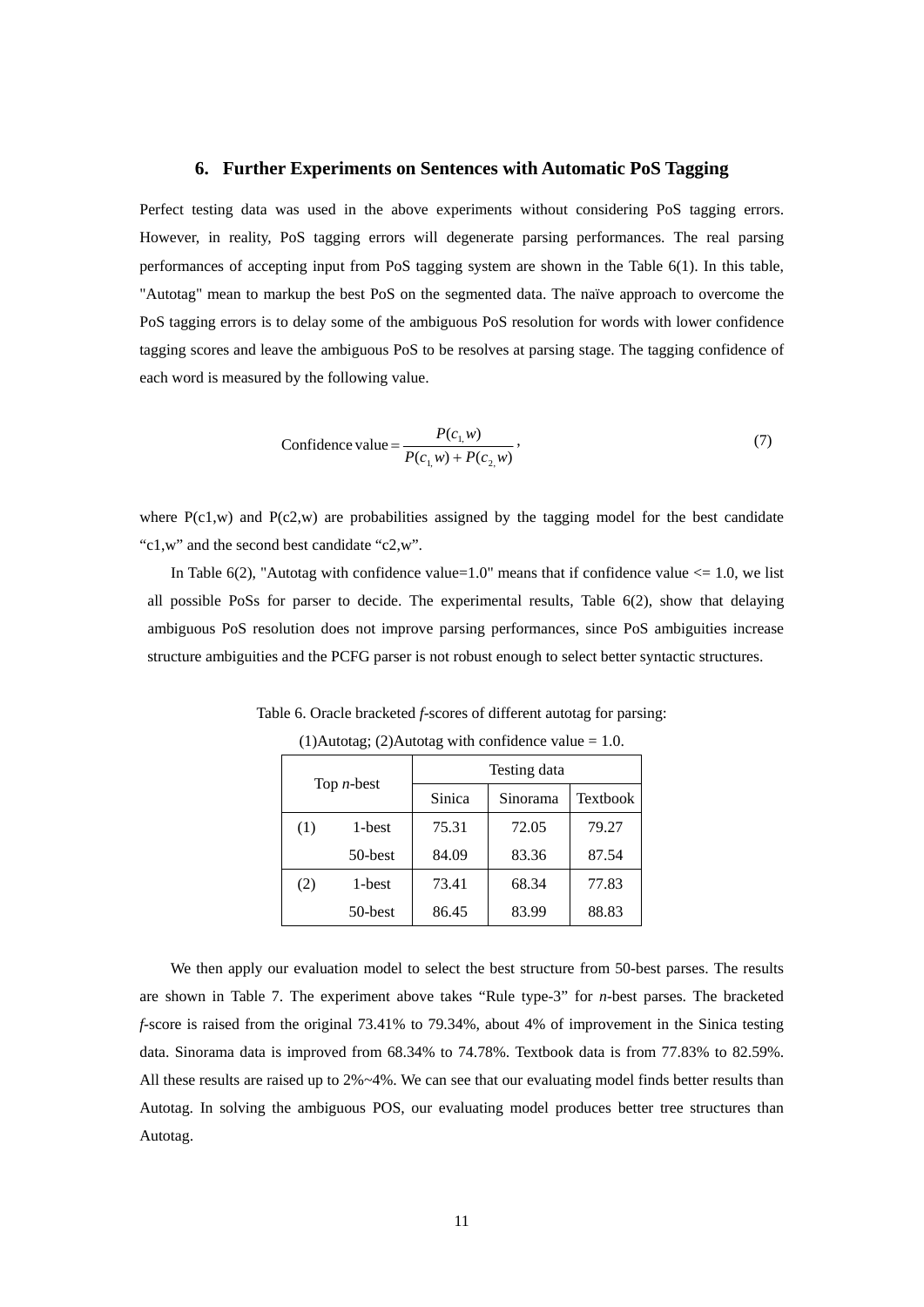## 6. Further Experiments on Sentences with Automatic PoS Tagging

Perfect testing data was used in the above experiments without considering PoS tagging errors. However, in reality, PoS tagging errors will degenerate parsing performances. The real parsing performances of accepting input from PoS tagging system are shown in the Table 6(1). In this table, "Autotag" mean to markup the best PoS on the segmented data. The naïve approach to overcome the PoS tagging errors is to delay some of the ambiguous PoS resolution for words with lower confidence tagging scores and leave the ambiguous PoS to be resolves at parsing stage. The tagging confidence of each word is measured by the following value.

$$\text{Confidence value} = \frac{P(c_{1,}w)}{P(c_{1,}w) + P(c_{2,}w)}, \tag{7}$$

where P(c1,w) and P(c2,w) are probabilities assigned by the tagging model for the best candidate "c1,w" and the second best candidate "c2,w".

In Table 6(2), "Autotag with confidence value=1.0" means that if confidence value <= 1.0, we list all possible PoSs for parser to decide. The experimental results, Table 6(2), show that delaying ambiguous PoS resolution does not improve parsing performances, since PoS ambiguities increase structure ambiguities and the PCFG parser is not robust enough to select better syntactic structures.

Table 6. Oracle bracketed *f*-scores of different autotag for parsing: (1)Autotag; (2)Autotag with confidence value = 1.0.

| Top *n*-best | | Testing data | | |
|---|---|---|---|---|
| | | Sinica | Sinorama | Textbook |
| (1) | 1-best | 75.31 | 72.05 | 79.27 |
| | 50-best | 84.09 | 83.36 | 87.54 |
| (2) | 1-best | 73.41 | 68.34 | 77.83 |
| | 50-best | 86.45 | 83.99 | 88.83 |

We then apply our evaluation model to select the best structure from 50-best parses. The results are shown in Table 7. The experiment above takes "Rule type-3" for *n*-best parses. The bracketed *f*-score is raised from the original 73.41% to 79.34%, about 4% of improvement in the Sinica testing data. Sinorama data is improved from 68.34% to 74.78%. Textbook data is from 77.83% to 82.59%. All these results are raised up to 2%~4%. We can see that our evaluating model finds better results than Autotag. In solving the ambiguous POS, our evaluating model produces better tree structures than Autotag.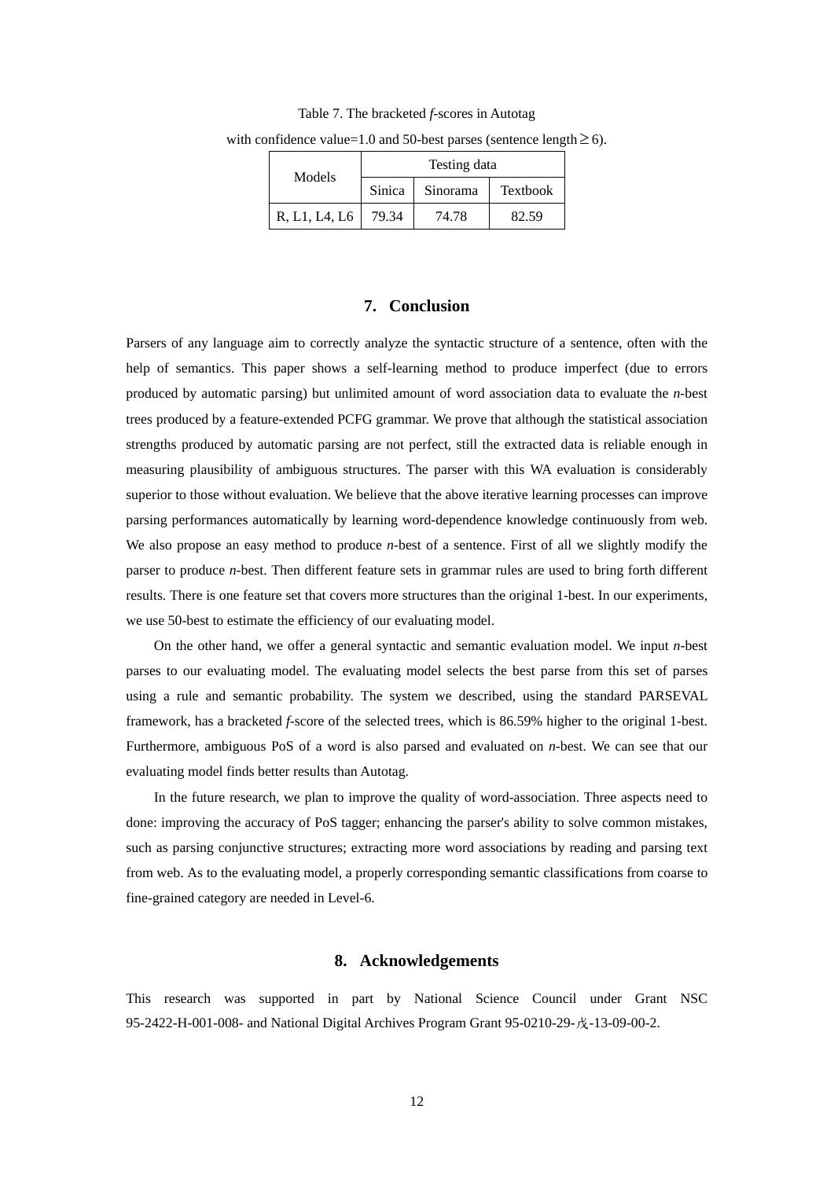Table 7. The bracketed *f*-scores in Autotag with confidence value=1.0 and 50-best parses (sentence length ≥ 6).

| Models | Testing data | | |
|---|---|---|---|
| | Sinica | Sinorama | Textbook |
| R, L1, L4, L6 | 79.34 | 74.78 | 82.59 |

## 7. Conclusion

Parsers of any language aim to correctly analyze the syntactic structure of a sentence, often with the help of semantics. This paper shows a self-learning method to produce imperfect (due to errors produced by automatic parsing) but unlimited amount of word association data to evaluate the *n*-best trees produced by a feature-extended PCFG grammar. We prove that although the statistical association strengths produced by automatic parsing are not perfect, still the extracted data is reliable enough in measuring plausibility of ambiguous structures. The parser with this WA evaluation is considerably superior to those without evaluation. We believe that the above iterative learning processes can improve parsing performances automatically by learning word-dependence knowledge continuously from web. We also propose an easy method to produce *n*-best of a sentence. First of all we slightly modify the parser to produce *n*-best. Then different feature sets in grammar rules are used to bring forth different results. There is one feature set that covers more structures than the original 1-best. In our experiments, we use 50-best to estimate the efficiency of our evaluating model.

On the other hand, we offer a general syntactic and semantic evaluation model. We input *n*-best parses to our evaluating model. The evaluating model selects the best parse from this set of parses using a rule and semantic probability. The system we described, using the standard PARSEVAL framework, has a bracketed *f*-score of the selected trees, which is 86.59% higher to the original 1-best. Furthermore, ambiguous PoS of a word is also parsed and evaluated on *n*-best. We can see that our evaluating model finds better results than Autotag.

In the future research, we plan to improve the quality of word-association. Three aspects need to done: improving the accuracy of PoS tagger; enhancing the parser's ability to solve common mistakes, such as parsing conjunctive structures; extracting more word associations by reading and parsing text from web. As to the evaluating model, a properly corresponding semantic classifications from coarse to fine-grained category are needed in Level-6.

## 8. Acknowledgements

This research was supported in part by National Science Council under Grant NSC 95-2422-H-001-008- and National Digital Archives Program Grant 95-0210-29-戊-13-09-00-2.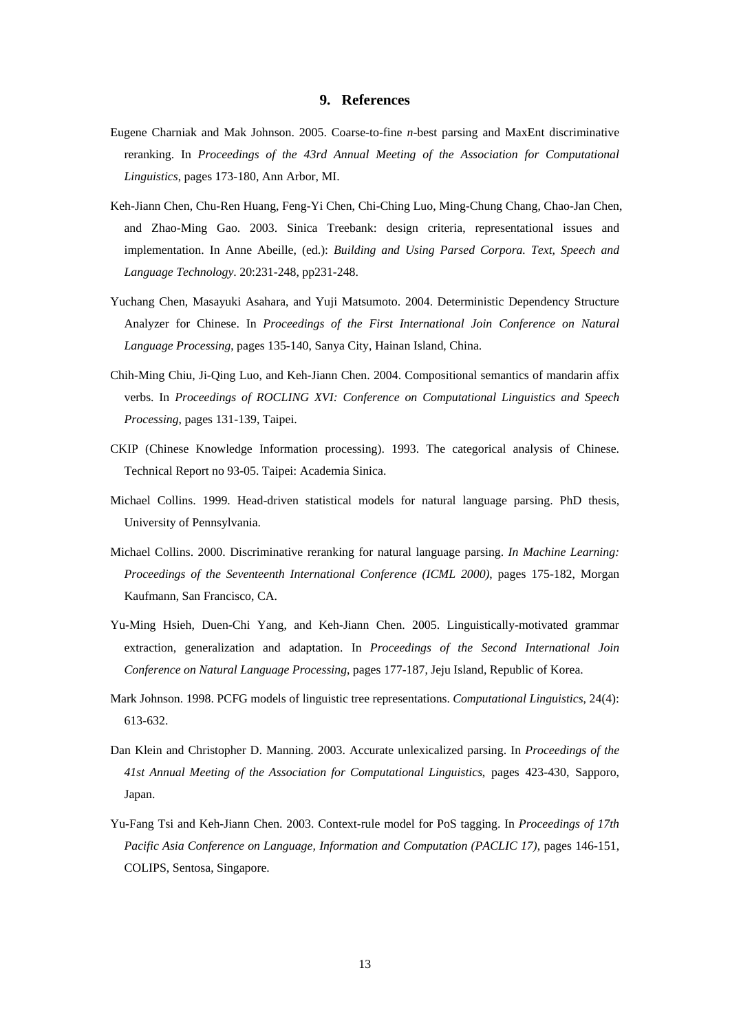# 9. References

Eugene Charniak and Mak Johnson. 2005. Coarse-to-fine *n*-best parsing and MaxEnt discriminative reranking. In *Proceedings of the 43rd Annual Meeting of the Association for Computational Linguistics*, pages 173-180, Ann Arbor, MI.

Keh-Jiann Chen, Chu-Ren Huang, Feng-Yi Chen, Chi-Ching Luo, Ming-Chung Chang, Chao-Jan Chen, and Zhao-Ming Gao. 2003. Sinica Treebank: design criteria, representational issues and implementation. In Anne Abeille, (ed.): *Building and Using Parsed Corpora. Text, Speech and Language Technology*. 20:231-248, pp231-248.

Yuchang Chen, Masayuki Asahara, and Yuji Matsumoto. 2004. Deterministic Dependency Structure Analyzer for Chinese. In *Proceedings of the First International Join Conference on Natural Language Processing*, pages 135-140, Sanya City, Hainan Island, China.

Chih-Ming Chiu, Ji-Qing Luo, and Keh-Jiann Chen. 2004. Compositional semantics of mandarin affix verbs. In *Proceedings of ROCLING XVI: Conference on Computational Linguistics and Speech Processing*, pages 131-139, Taipei.

CKIP (Chinese Knowledge Information processing). 1993. The categorical analysis of Chinese. Technical Report no 93-05. Taipei: Academia Sinica.

Michael Collins. 1999. Head-driven statistical models for natural language parsing. PhD thesis, University of Pennsylvania.

Michael Collins. 2000. Discriminative reranking for natural language parsing. *In Machine Learning: Proceedings of the Seventeenth International Conference (ICML 2000)*, pages 175-182, Morgan Kaufmann, San Francisco, CA.

Yu-Ming Hsieh, Duen-Chi Yang, and Keh-Jiann Chen. 2005. Linguistically-motivated grammar extraction, generalization and adaptation. In *Proceedings of the Second International Join Conference on Natural Language Processing*, pages 177-187, Jeju Island, Republic of Korea.

Mark Johnson. 1998. PCFG models of linguistic tree representations. *Computational Linguistics*, 24(4): 613-632.

Dan Klein and Christopher D. Manning. 2003. Accurate unlexicalized parsing. In *Proceedings of the 41st Annual Meeting of the Association for Computational Linguistics*, pages 423-430, Sapporo, Japan.

Yu-Fang Tsi and Keh-Jiann Chen. 2003. Context-rule model for PoS tagging. In *Proceedings of 17th Pacific Asia Conference on Language, Information and Computation (PACLIC 17)*, pages 146-151, COLIPS, Sentosa, Singapore.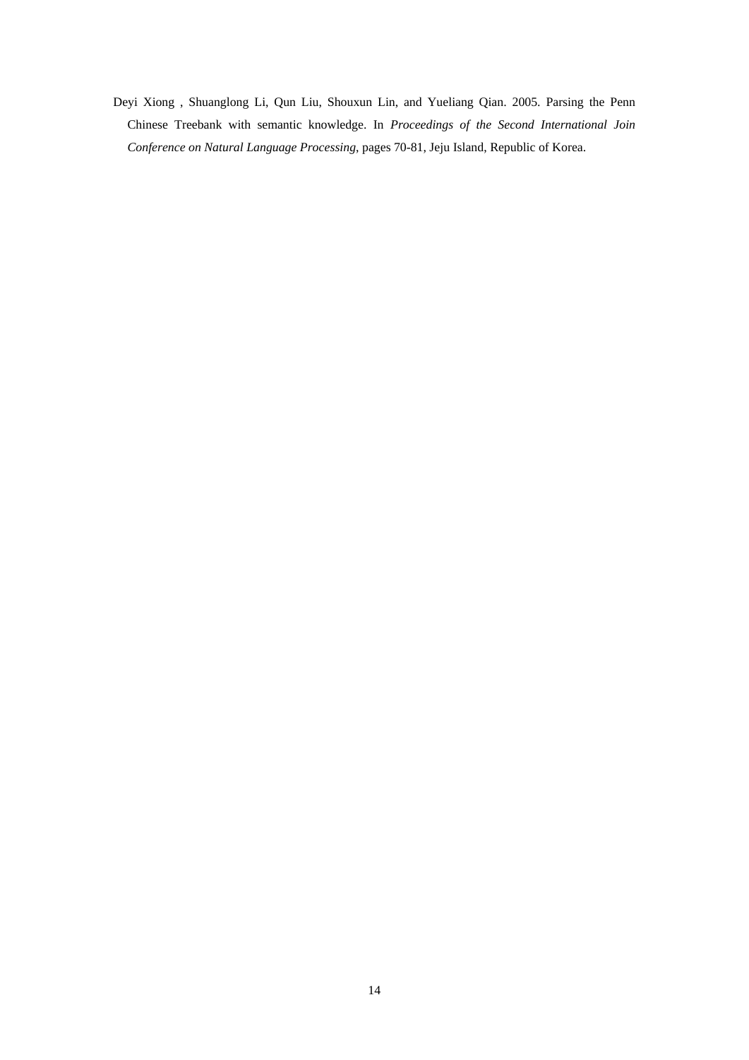Deyi Xiong , Shuanglong Li, Qun Liu, Shouxun Lin, and Yueliang Qian. 2005. Parsing the Penn Chinese Treebank with semantic knowledge. In *Proceedings of the Second International Join Conference on Natural Language Processing*, pages 70-81, Jeju Island, Republic of Korea.